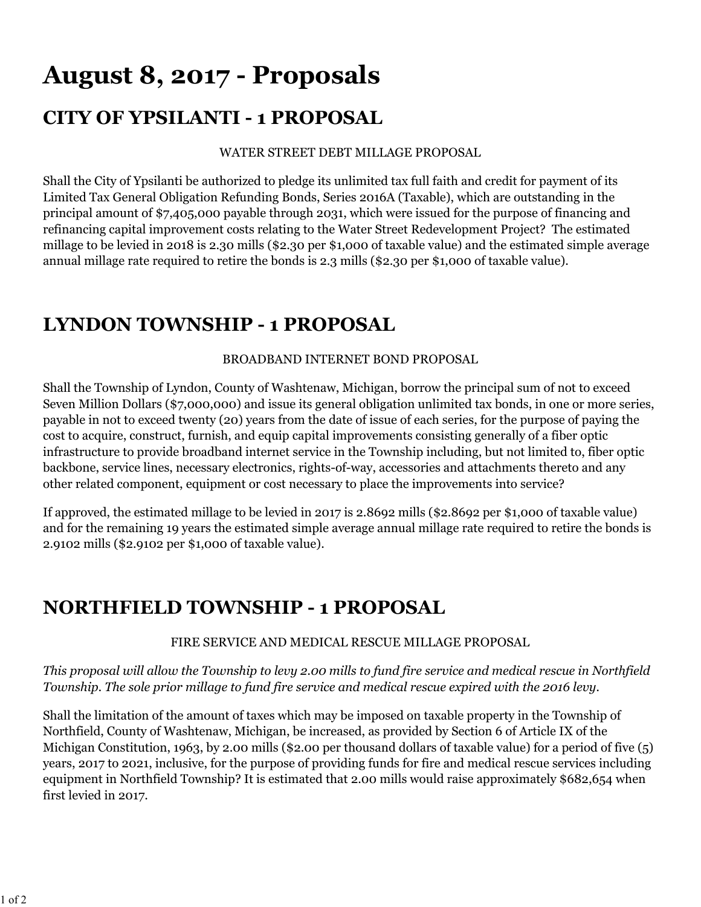# August 8, 2017 - Proposals

## CITY OF YPSILANTI - 1 PROPOSAL

WATER STREET DEBT MILLAGE PROPOSAL

Shall the City of Ypsilanti be authorized to pledge its unlimited tax full faith and credit for payment of its Limited Tax General Obligation Refunding Bonds, Series 2016A (Taxable), which are outstanding in the principal amount of $7,405,000 payable through 2031, which were issued for the purpose of financing and refinancing capital improvement costs relating to the Water Street Redevelopment Project? The estimated millage to be levied in 2018 is 2.30 mills ($2.30 per $1,000 of taxable value) and the estimated simple average annual millage rate required to retire the bonds is 2.3 mills ($2.30 per $1,000 of taxable value).

## LYNDON TOWNSHIP - 1 PROPOSAL

BROADBAND INTERNET BOND PROPOSAL

Shall the Township of Lyndon, County of Washtenaw, Michigan, borrow the principal sum of not to exceed Seven Million Dollars ($7,000,000) and issue its general obligation unlimited tax bonds, in one or more series, payable in not to exceed twenty (20) years from the date of issue of each series, for the purpose of paying the cost to acquire, construct, furnish, and equip capital improvements consisting generally of a fiber optic infrastructure to provide broadband internet service in the Township including, but not limited to, fiber optic backbone, service lines, necessary electronics, rights-of-way, accessories and attachments thereto and any other related component, equipment or cost necessary to place the improvements into service?

If approved, the estimated millage to be levied in 2017 is 2.8692 mills ($2.8692 per $1,000 of taxable value) and for the remaining 19 years the estimated simple average annual millage rate required to retire the bonds is 2.9102 mills ($2.9102 per $1,000 of taxable value).

## NORTHFIELD TOWNSHIP - 1 PROPOSAL

FIRE SERVICE AND MEDICAL RESCUE MILLAGE PROPOSAL

*This proposal will allow the Township to levy 2.00 mills to fund fire service and medical rescue in Northfield Township. The sole prior millage to fund fire service and medical rescue expired with the 2016 levy.*

Shall the limitation of the amount of taxes which may be imposed on taxable property in the Township of Northfield, County of Washtenaw, Michigan, be increased, as provided by Section 6 of Article IX of the Michigan Constitution, 1963, by 2.00 mills ($2.00 per thousand dollars of taxable value) for a period of five (5) years, 2017 to 2021, inclusive, for the purpose of providing funds for fire and medical rescue services including equipment in Northfield Township? It is estimated that 2.00 mills would raise approximately $682,654 when first levied in 2017.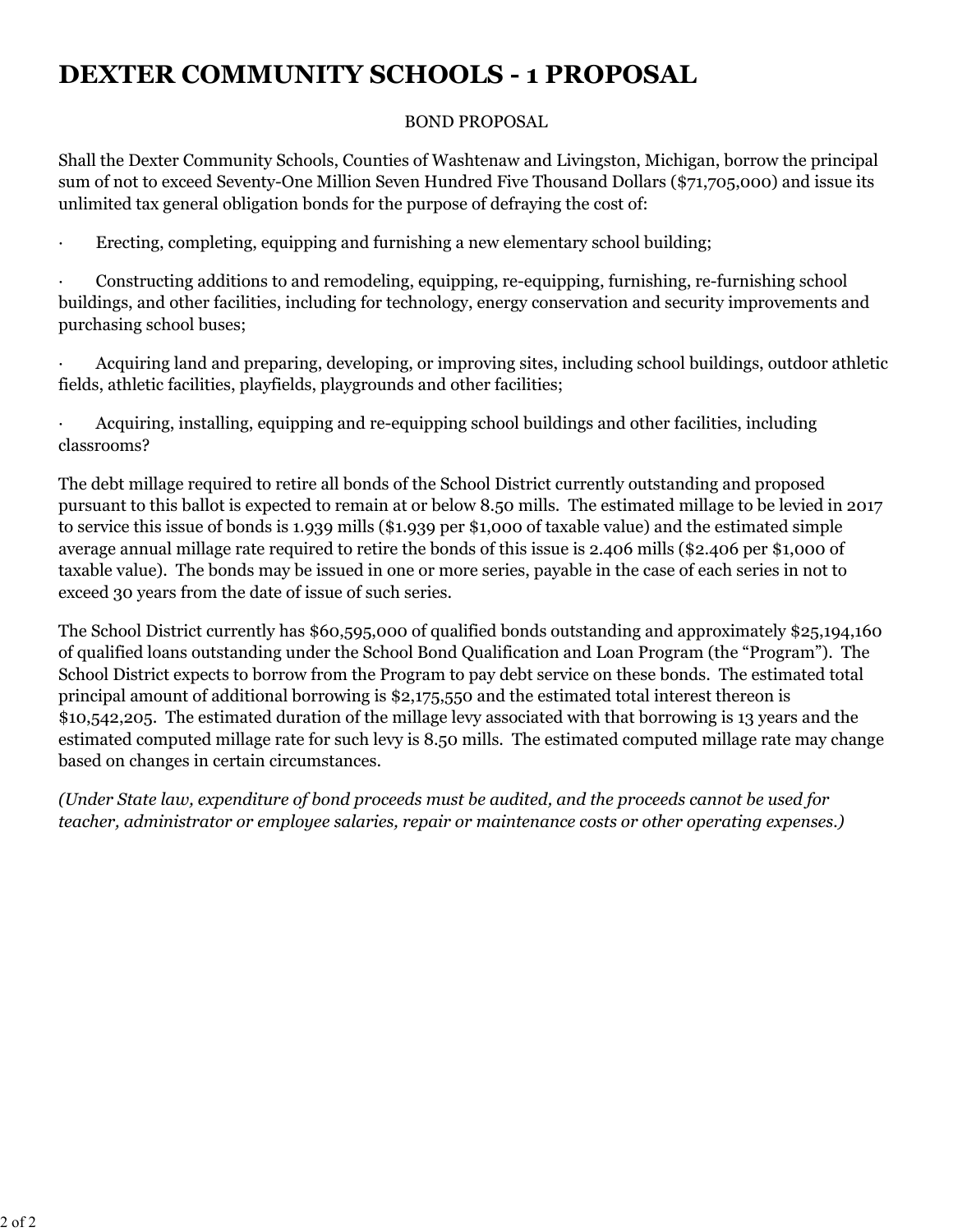# DEXTER COMMUNITY SCHOOLS - 1 PROPOSAL

BOND PROPOSAL

Shall the Dexter Community Schools, Counties of Washtenaw and Livingston, Michigan, borrow the principal sum of not to exceed Seventy-One Million Seven Hundred Five Thousand Dollars ($71,705,000) and issue its unlimited tax general obligation bonds for the purpose of defraying the cost of:

- Erecting, completing, equipping and furnishing a new elementary school building;
- Constructing additions to and remodeling, equipping, re-equipping, furnishing, re-furnishing school buildings, and other facilities, including for technology, energy conservation and security improvements and purchasing school buses;
- Acquiring land and preparing, developing, or improving sites, including school buildings, outdoor athletic fields, athletic facilities, playfields, playgrounds and other facilities;
- Acquiring, installing, equipping and re-equipping school buildings and other facilities, including classrooms?

The debt millage required to retire all bonds of the School District currently outstanding and proposed pursuant to this ballot is expected to remain at or below 8.50 mills. The estimated millage to be levied in 2017 to service this issue of bonds is 1.939 mills ($1.939 per $1,000 of taxable value) and the estimated simple average annual millage rate required to retire the bonds of this issue is 2.406 mills ($2.406 per $1,000 of taxable value). The bonds may be issued in one or more series, payable in the case of each series in not to exceed 30 years from the date of issue of such series.

The School District currently has $60,595,000 of qualified bonds outstanding and approximately $25,194,160 of qualified loans outstanding under the School Bond Qualification and Loan Program (the "Program"). The School District expects to borrow from the Program to pay debt service on these bonds. The estimated total principal amount of additional borrowing is $2,175,550 and the estimated total interest thereon is $10,542,205. The estimated duration of the millage levy associated with that borrowing is 13 years and the estimated computed millage rate for such levy is 8.50 mills. The estimated computed millage rate may change based on changes in certain circumstances.

*(Under State law, expenditure of bond proceeds must be audited, and the proceeds cannot be used for teacher, administrator or employee salaries, repair or maintenance costs or other operating expenses.)*